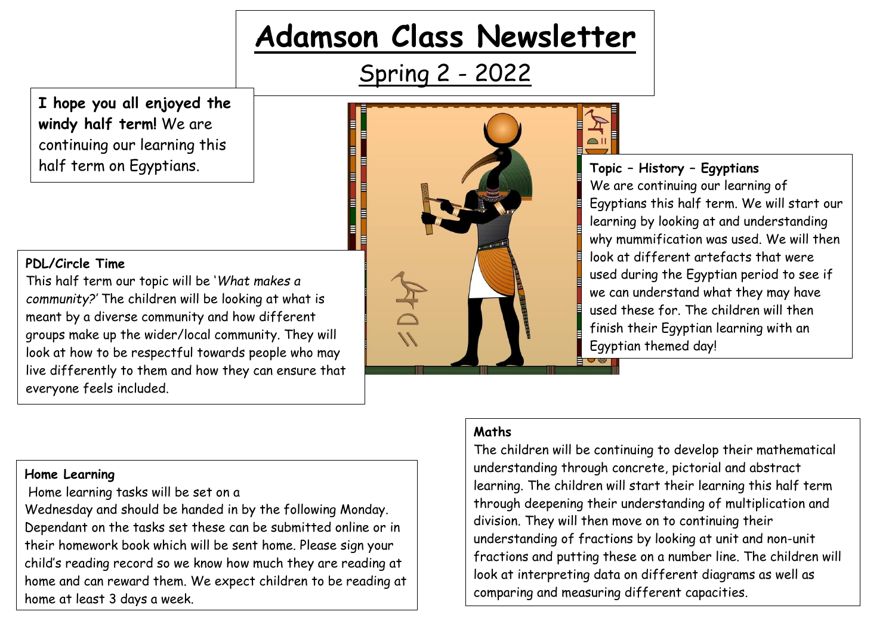# Adamson Class Newsletter

## Spring 2 - 2022

**I hope you all enjoyed the windy half term!** We are continuing our learning this half term on Egyptians.

**PDL/Circle Time**
This half term our topic will be '*What makes a community?*' The children will be looking at what is meant by a diverse community and how different groups make up the wider/local community. They will look at how to be respectful towards people who may live differently to them and how they can ensure that everyone feels included.

**Topic – History – Egyptians**
We are continuing our learning of Egyptians this half term. We will start our learning by looking at and understanding why mummification was used. We will then look at different artefacts that were used during the Egyptian period to see if we can understand what they may have used these for. The children will then finish their Egyptian learning with an Egyptian themed day!

**Home Learning**
Home learning tasks will be set on a Wednesday and should be handed in by the following Monday. Dependant on the tasks set these can be submitted online or in their homework book which will be sent home. Please sign your child's reading record so we know how much they are reading at home and can reward them. We expect children to be reading at home at least 3 days a week.

**Maths**
The children will be continuing to develop their mathematical understanding through concrete, pictorial and abstract learning. The children will start their learning this half term through deepening their understanding of multiplication and division. They will then move on to continuing their understanding of fractions by looking at unit and non-unit fractions and putting these on a number line. The children will look at interpreting data on different diagrams as well as comparing and measuring different capacities.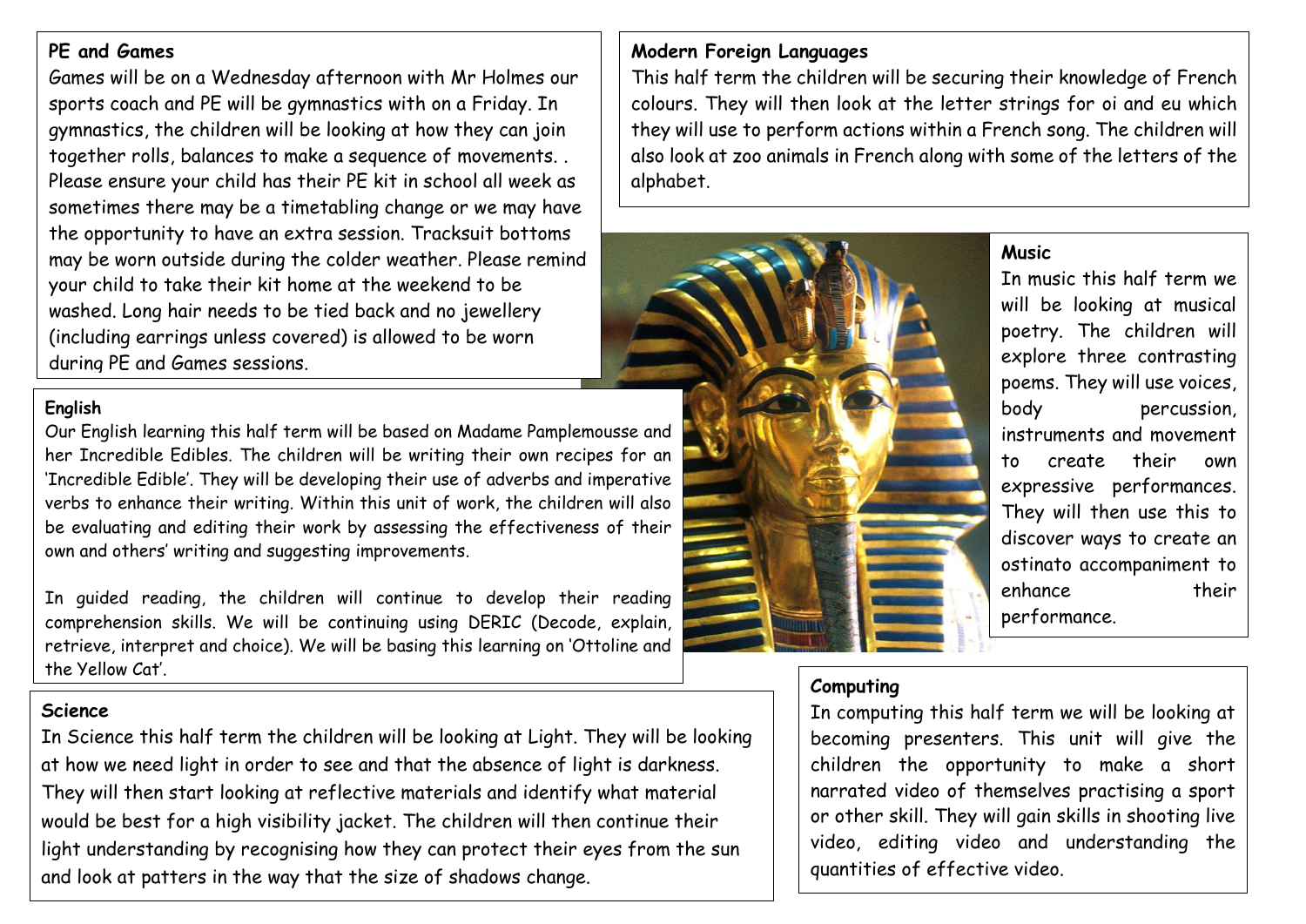## PE and Games

Games will be on a Wednesday afternoon with Mr Holmes our sports coach and PE will be gymnastics with on a Friday. In gymnastics, the children will be looking at how they can join together rolls, balances to make a sequence of movements. . Please ensure your child has their PE kit in school all week as sometimes there may be a timetabling change or we may have the opportunity to have an extra session. Tracksuit bottoms may be worn outside during the colder weather. Please remind your child to take their kit home at the weekend to be washed. Long hair needs to be tied back and no jewellery (including earrings unless covered) is allowed to be worn during PE and Games sessions.

## Modern Foreign Languages

This half term the children will be securing their knowledge of French colours. They will then look at the letter strings for oi and eu which they will use to perform actions within a French song. The children will also look at zoo animals in French along with some of the letters of the alphabet.

## English

Our English learning this half term will be based on Madame Pamplemousse and her Incredible Edibles. The children will be writing their own recipes for an 'Incredible Edible'. They will be developing their use of adverbs and imperative verbs to enhance their writing. Within this unit of work, the children will also be evaluating and editing their work by assessing the effectiveness of their own and others' writing and suggesting improvements.

In guided reading, the children will continue to develop their reading comprehension skills. We will be continuing using DERIC (Decode, explain, retrieve, interpret and choice). We will be basing this learning on 'Ottoline and the Yellow Cat'.

## Music

In music this half term we will be looking at musical poetry. The children will explore three contrasting poems. They will use voices, body percussion, instruments and movement to create their own expressive performances. They will then use this to discover ways to create an ostinato accompaniment to enhance their performance.

## Science

In Science this half term the children will be looking at Light. They will be looking at how we need light in order to see and that the absence of light is darkness. They will then start looking at reflective materials and identify what material would be best for a high visibility jacket. The children will then continue their light understanding by recognising how they can protect their eyes from the sun and look at patters in the way that the size of shadows change.

## Computing

In computing this half term we will be looking at becoming presenters. This unit will give the children the opportunity to make a short narrated video of themselves practising a sport or other skill. They will gain skills in shooting live video, editing video and understanding the quantities of effective video.